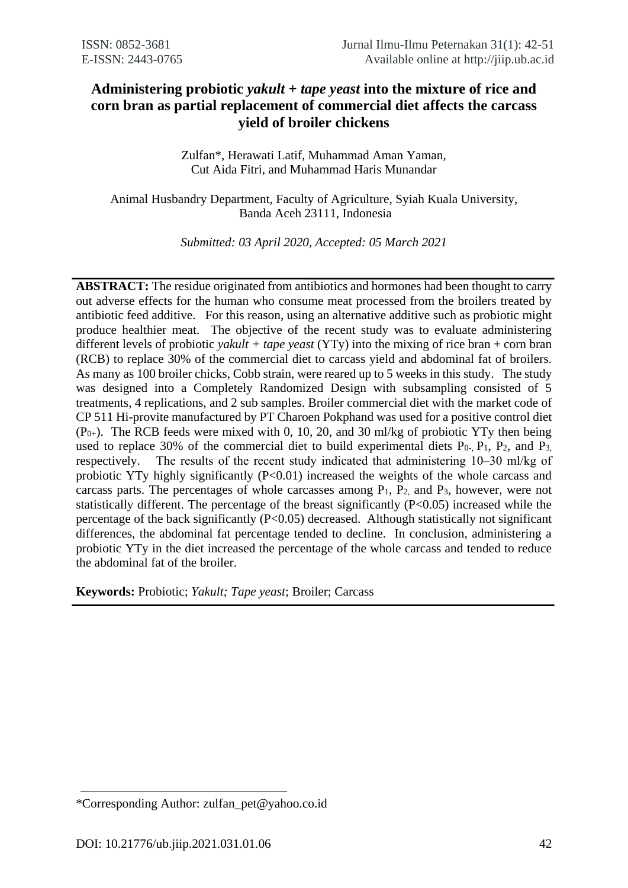# Administering probiotic *yakult + tape yeast* into the mixture of rice and corn bran as partial replacement of commercial diet affects the carcass yield of broiler chickens

Zulfan*, Herawati Latif, Muhammad Aman Yaman, Cut Aida Fitri, and Muhammad Haris Munandar

Animal Husbandry Department, Faculty of Agriculture, Syiah Kuala University, Banda Aceh 23111, Indonesia

*Submitted: 03 April 2020, Accepted: 05 March 2021*

---

**ABSTRACT:** The residue originated from antibiotics and hormones had been thought to carry out adverse effects for the human who consume meat processed from the broilers treated by antibiotic feed additive. For this reason, using an alternative additive such as probiotic might produce healthier meat. The objective of the recent study was to evaluate administering different levels of probiotic *yakult + tape yeast* (YTy) into the mixing of rice bran + corn bran (RCB) to replace 30% of the commercial diet to carcass yield and abdominal fat of broilers. As many as 100 broiler chicks, Cobb strain, were reared up to 5 weeks in this study. The study was designed into a Completely Randomized Design with subsampling consisted of 5 treatments, 4 replications, and 2 sub samples. Broiler commercial diet with the market code of CP 511 Hi-provite manufactured by PT Charoen Pokphand was used for a positive control diet ($P_{0+}$). The RCB feeds were mixed with 0, 10, 20, and 30 ml/kg of probiotic YTy then being used to replace 30% of the commercial diet to build experimental diets $P_{0-}$, $P_1$, $P_2$, and $P_3$, respectively. The results of the recent study indicated that administering 10–30 ml/kg of probiotic YTy highly significantly ($P<0.01$) increased the weights of the whole carcass and carcass parts. The percentages of whole carcasses among $P_1$, $P_2$, and $P_3$, however, were not statistically different. The percentage of the breast significantly ($P<0.05$) increased while the percentage of the back significantly ($P<0.05$) decreased. Although statistically not significant differences, the abdominal fat percentage tended to decline. In conclusion, administering a probiotic YTy in the diet increased the percentage of the whole carcass and tended to reduce the abdominal fat of the broiler.

**Keywords:** Probiotic; *Yakult; Tape yeast*; Broiler; Carcass

---

*Corresponding Author: zulfan_pet@yahoo.co.id

DOI: 10.21776/ub.jiip.2021.031.01.06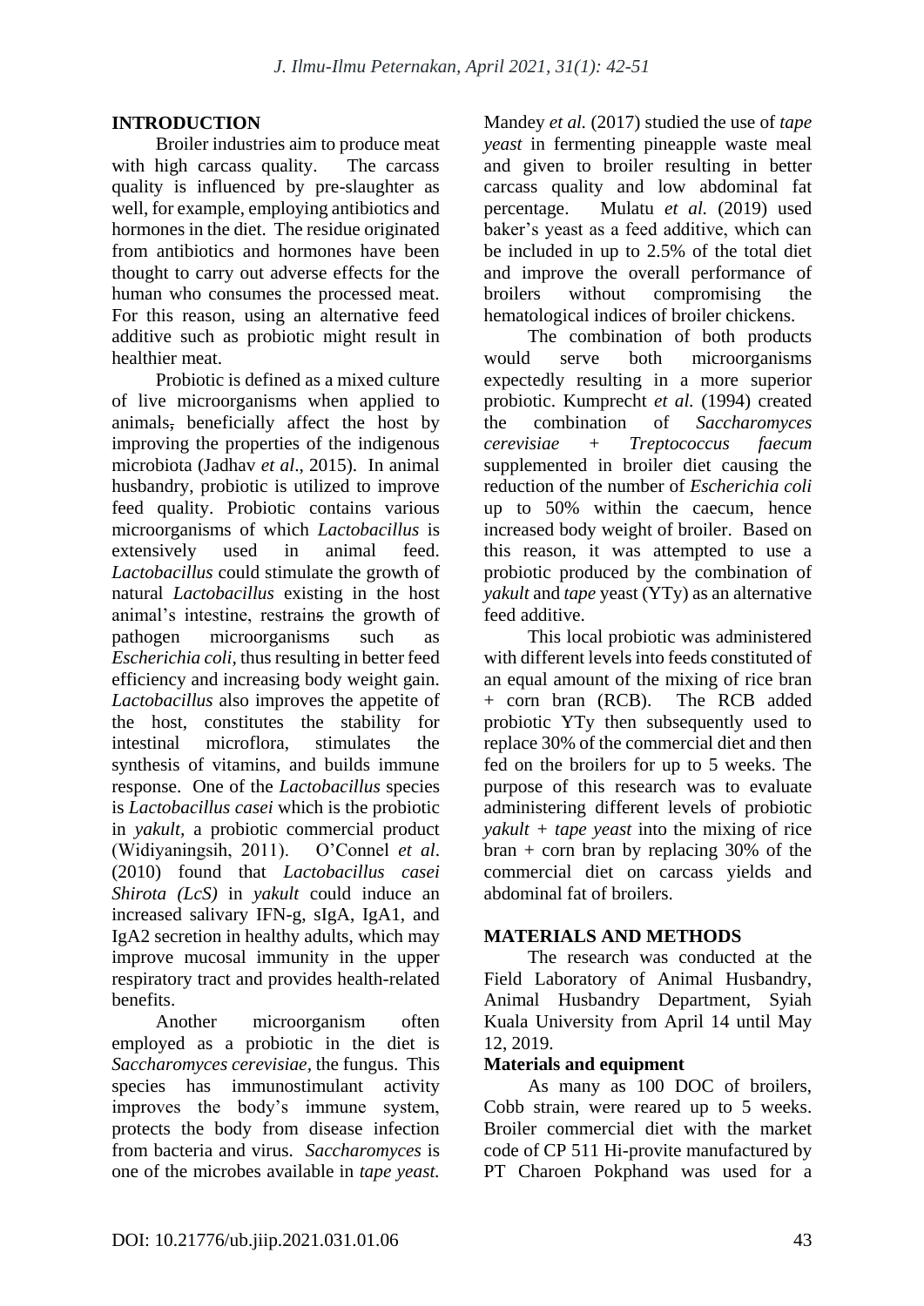## INTRODUCTION

Broiler industries aim to produce meat with high carcass quality. The carcass quality is influenced by pre-slaughter as well, for example, employing antibiotics and hormones in the diet. The residue originated from antibiotics and hormones have been thought to carry out adverse effects for the human who consumes the processed meat. For this reason, using an alternative feed additive such as probiotic might result in healthier meat.

Probiotic is defined as a mixed culture of live microorganisms when applied to animals, beneficially affect the host by improving the properties of the indigenous microbiota (Jadhav *et al*., 2015). In animal husbandry, probiotic is utilized to improve feed quality. Probiotic contains various microorganisms of which *Lactobacillus* is extensively used in animal feed. *Lactobacillus* could stimulate the growth of natural *Lactobacillus* existing in the host animal's intestine, restrains the growth of pathogen microorganisms such as *Escherichia coli,* thus resulting in better feed efficiency and increasing body weight gain. *Lactobacillus* also improves the appetite of the host, constitutes the stability for intestinal microflora, stimulates the synthesis of vitamins, and builds immune response. One of the *Lactobacillus* species is *Lactobacillus casei* which is the probiotic in *yakult*, a probiotic commercial product (Widiyaningsih, 2011). O'Connel *et al*. (2010) found that *Lactobacillus casei Shirota (LcS)* in *yakult* could induce an increased salivary IFN-g, sIgA, IgA1, and IgA2 secretion in healthy adults, which may improve mucosal immunity in the upper respiratory tract and provides health-related benefits.

Another microorganism often employed as a probiotic in the diet is *Saccharomyces cerevisiae*, the fungus. This species has immunostimulant activity improves the body's immune system, protects the body from disease infection from bacteria and virus. *Saccharomyces* is one of the microbes available in *tape yeast.* Mandey *et al.* (2017) studied the use of *tape yeast* in fermenting pineapple waste meal and given to broiler resulting in better carcass quality and low abdominal fat percentage. Mulatu *et al.* (2019) used baker's yeast as a feed additive, which can be included in up to 2.5% of the total diet and improve the overall performance of broilers without compromising the hematological indices of broiler chickens.

The combination of both products would serve both microorganisms expectedly resulting in a more superior probiotic. Kumprecht *et al.* (1994) created the combination of *Saccharomyces cerevisiae* + *Treptococcus faecum* supplemented in broiler diet causing the reduction of the number of *Escherichia coli* up to 50% within the caecum, hence increased body weight of broiler. Based on this reason, it was attempted to use a probiotic produced by the combination of *yakult* and *tape* yeast (YTy) as an alternative feed additive.

This local probiotic was administered with different levels into feeds constituted of an equal amount of the mixing of rice bran + corn bran (RCB). The RCB added probiotic YTy then subsequently used to replace 30% of the commercial diet and then fed on the broilers for up to 5 weeks. The purpose of this research was to evaluate administering different levels of probiotic *yakult + tape yeast* into the mixing of rice bran + corn bran by replacing 30% of the commercial diet on carcass yields and abdominal fat of broilers.

## MATERIALS AND METHODS

The research was conducted at the Field Laboratory of Animal Husbandry, Animal Husbandry Department, Syiah Kuala University from April 14 until May 12, 2019.

### Materials and equipment

As many as 100 DOC of broilers, Cobb strain, were reared up to 5 weeks. Broiler commercial diet with the market code of CP 511 Hi-provite manufactured by PT Charoen Pokphand was used for a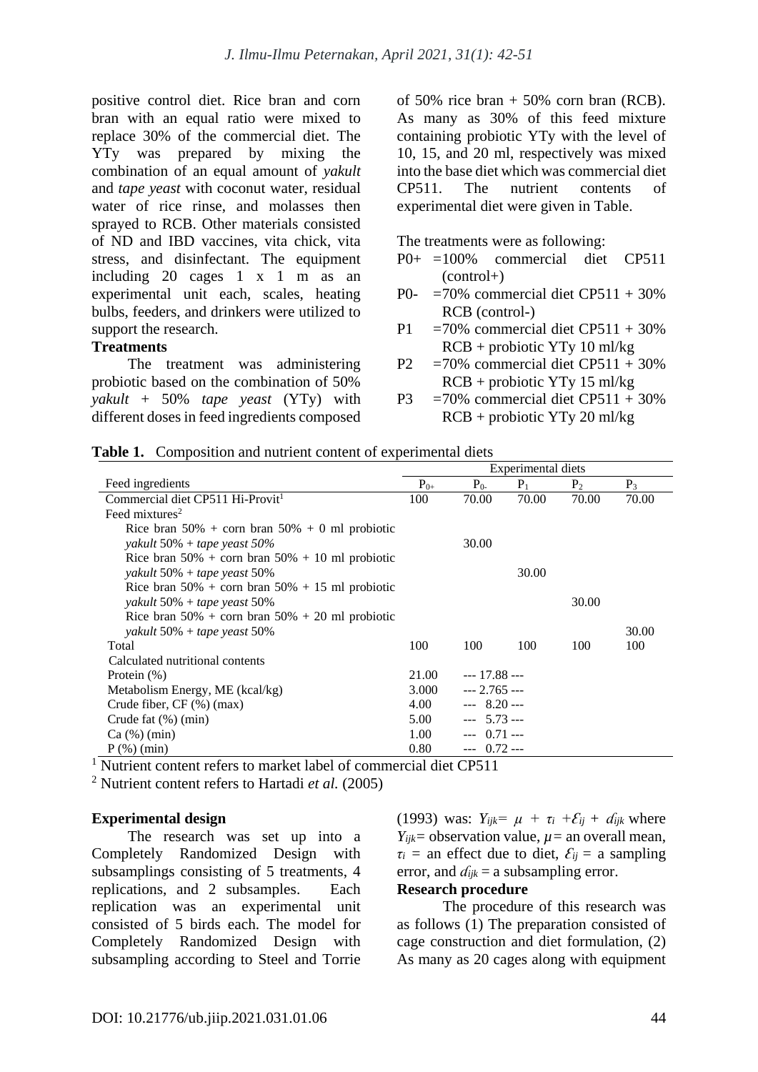positive control diet. Rice bran and corn bran with an equal ratio were mixed to replace 30% of the commercial diet. The YTy was prepared by mixing the combination of an equal amount of *yakult* and *tape yeast* with coconut water, residual water of rice rinse, and molasses then sprayed to RCB. Other materials consisted of ND and IBD vaccines, vita chick, vita stress, and disinfectant. The equipment including 20 cages 1 x 1 m as an experimental unit each, scales, heating bulbs, feeders, and drinkers were utilized to support the research.

**Treatments**

The treatment was administering probiotic based on the combination of 50% *yakult* + 50% *tape yeast* (YTy) with different doses in feed ingredients composed of 50% rice bran + 50% corn bran (RCB). As many as 30% of this feed mixture containing probiotic YTy with the level of 10, 15, and 20 ml, respectively was mixed into the base diet which was commercial diet CP511. The nutrient contents of experimental diet were given in Table.

The treatments were as following:

- P0+ =100% commercial diet CP511 (control+)
- P0- =70% commercial diet CP511 + 30% RCB (control-)
- P1 =70% commercial diet CP511 + 30% RCB + probiotic YTy 10 ml/kg
- P2 =70% commercial diet CP511 + 30% RCB + probiotic YTy 15 ml/kg
- P3 =70% commercial diet CP511 + 30% RCB + probiotic YTy 20 ml/kg

**Table 1.** Composition and nutrient content of experimental diets

| Feed ingredients | Experimental diets | | | | |
|---|---|---|---|---|---|
| | $P_{0+}$ | $P_{0-}$ | $P_1$ | $P_2$ | $P_3$ |
| Commercial diet CP511 Hi-Provit[1] | 100 | 70.00 | 70.00 | 70.00 | 70.00 |
| Feed mixtures[2] | | | | | |
| Rice bran 50% + corn bran 50% + 0 ml probiotic *yakult* 50% + *tape yeast 50%* | | 30.00 | | | |
| Rice bran 50% + corn bran 50% + 10 ml probiotic *yakult* 50% + *tape yeast* 50% | | | 30.00 | | |
| Rice bran 50% + corn bran 50% + 15 ml probiotic *yakult* 50% + *tape yeast* 50% | | | | 30.00 | |
| Rice bran 50% + corn bran 50% + 20 ml probiotic *yakult* 50% + *tape yeast* 50% | | | | | 30.00 |
| Total | 100 | 100 | 100 | 100 | 100 |
| Calculated nutritional contents | | | | | |
| Protein (%) | 21.00 | --- 17.88 --- | | | |
| Metabolism Energy, ME (kcal/kg) | 3.000 | --- 2.765 --- | | | |
| Crude fiber, CF (%) (max) | 4.00 | --- 8.20 --- | | | |
| Crude fat (%) (min) | 5.00 | --- 5.73 --- | | | |
| Ca (%) (min) | 1.00 | --- 0.71 --- | | | |
| P (%) (min) | 0.80 | --- 0.72 --- | | | |

[1] Nutrient content refers to market label of commercial diet CP511

[2] Nutrient content refers to Hartadi *et al.* (2005)

**Experimental design**

The research was set up into a Completely Randomized Design with subsamplings consisting of 5 treatments, 4 replications, and 2 subsamples. Each replication was an experimental unit consisted of 5 birds each. The model for Completely Randomized Design with subsampling according to Steel and Torrie (1993) was: $Y_{ijk} = \mu + \tau_i + \mathcal{E}_{ij} + d_{ijk}$ where $Y_{ijk}$ = observation value, $\mu$ = an overall mean, $\tau_i$ = an effect due to diet, $\mathcal{E}_{ij}$ = a sampling error, and $d_{ijk}$ = a subsampling error.

**Research procedure**

The procedure of this research was as follows (1) The preparation consisted of cage construction and diet formulation, (2) As many as 20 cages along with equipment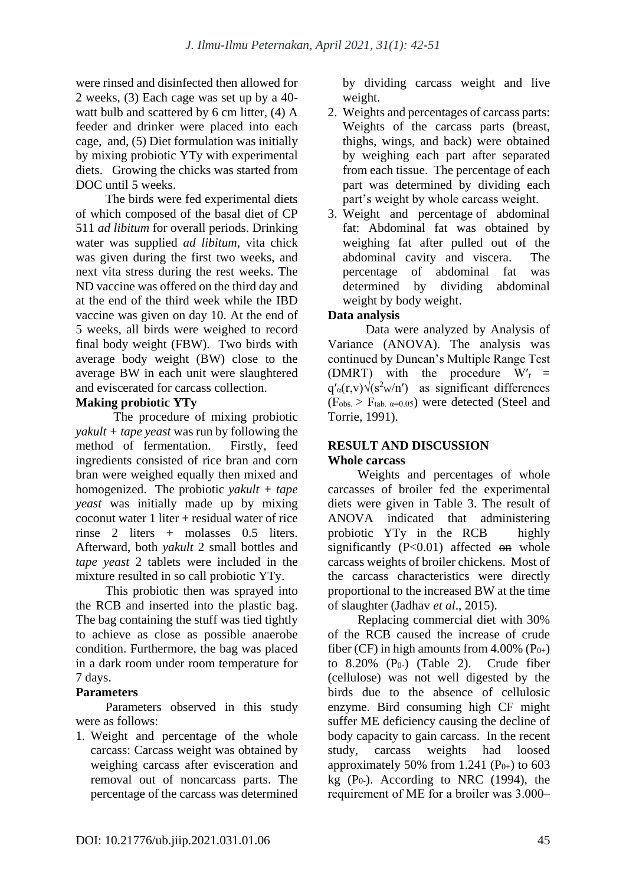were rinsed and disinfected then allowed for 2 weeks, (3) Each cage was set up by a 40-watt bulb and scattered by 6 cm litter, (4) A feeder and drinker were placed into each cage, and, (5) Diet formulation was initially by mixing probiotic YTy with experimental diets. Growing the chicks was started from DOC until 5 weeks.

The birds were fed experimental diets of which composed of the basal diet of CP 511 *ad libitum* for overall periods. Drinking water was supplied *ad libitum*, vita chick was given during the first two weeks, and next vita stress during the rest weeks. The ND vaccine was offered on the third day and at the end of the third week while the IBD vaccine was given on day 10. At the end of 5 weeks, all birds were weighed to record final body weight (FBW). Two birds with average body weight (BW) close to the average BW in each unit were slaughtered and eviscerated for carcass collection.

**Making probiotic YTy**

The procedure of mixing probiotic *yakult* + *tape yeast* was run by following the method of fermentation. Firstly, feed ingredients consisted of rice bran and corn bran were weighed equally then mixed and homogenized. The probiotic *yakult* + *tape yeast* was initially made up by mixing coconut water 1 liter + residual water of rice rinse 2 liters + molasses 0.5 liters. Afterward, both *yakult* 2 small bottles and *tape yeast* 2 tablets were included in the mixture resulted in so call probiotic YTy.

This probiotic then was sprayed into the RCB and inserted into the plastic bag. The bag containing the stuff was tied tightly to achieve as close as possible anaerobe condition. Furthermore, the bag was placed in a dark room under room temperature for 7 days.

**Parameters**

Parameters observed in this study were as follows:

1. Weight and percentage of the whole carcass: Carcass weight was obtained by weighing carcass after evisceration and removal out of noncarcass parts. The percentage of the carcass was determined by dividing carcass weight and live weight.
2. Weights and percentages of carcass parts: Weights of the carcass parts (breast, thighs, wings, and back) were obtained by weighing each part after separated from each tissue. The percentage of each part was determined by dividing each part's weight by whole carcass weight.
3. Weight and percentage of abdominal fat: Abdominal fat was obtained by weighing fat after pulled out of the abdominal cavity and viscera. The percentage of abdominal fat was determined by dividing abdominal weight by body weight.

**Data analysis**

Data were analyzed by Analysis of Variance (ANOVA). The analysis was continued by Duncan's Multiple Range Test (DMRT) with the procedure $W'_r = q'_\alpha(r,v)\sqrt{(s^2w/n')}$ as significant differences ($F_{obs.} > F_{tab.\ \alpha=0.05}$) were detected (Steel and Torrie, 1991).

## RESULT AND DISCUSSION

**Whole carcass**

Weights and percentages of whole carcasses of broiler fed the experimental diets were given in Table 3. The result of ANOVA indicated that administering probiotic YTy in the RCB highly significantly (P<0.01) affected ~~on~~ whole carcass weights of broiler chickens. Most of the carcass characteristics were directly proportional to the increased BW at the time of slaughter (Jadhav *et al*., 2015).

Replacing commercial diet with 30% of the RCB caused the increase of crude fiber (CF) in high amounts from 4.00% ($P_{0+}$) to 8.20% ($P_{0-}$) (Table 2). Crude fiber (cellulose) was not well digested by the birds due to the absence of cellulosic enzyme. Bird consuming high CF might suffer ME deficiency causing the decline of body capacity to gain carcass. In the recent study, carcass weights had loosed approximately 50% from 1.241 ($P_{0+}$) to 603 kg ($P_{0-}$). According to NRC (1994), the requirement of ME for a broiler was 3.000–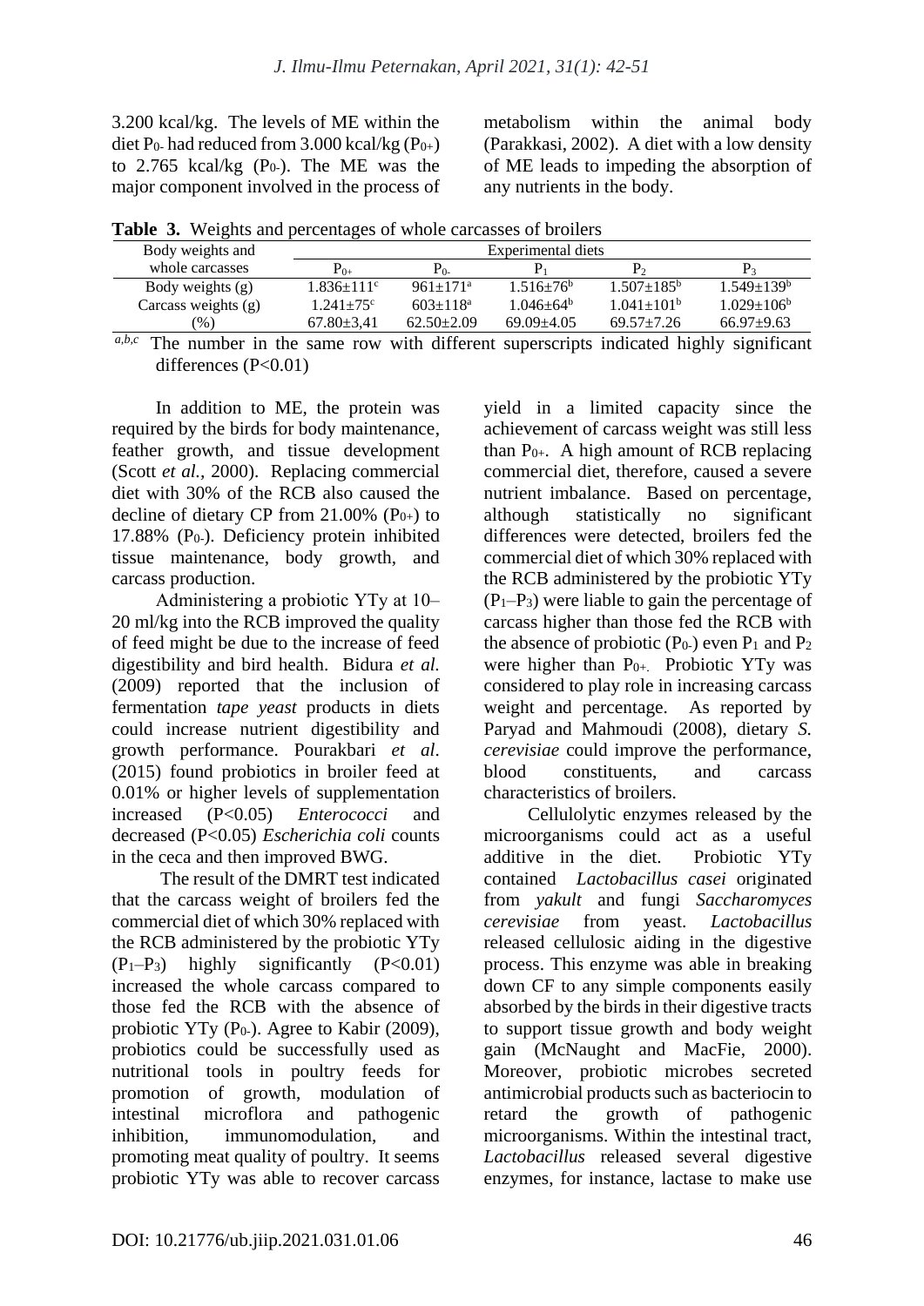3.200 kcal/kg. The levels of ME within the diet $P_{0-}$ had reduced from 3.000 kcal/kg ($P_{0+}$) to 2.765 kcal/kg ($P_{0-}$). The ME was the major component involved in the process of metabolism within the animal body (Parakkasi, 2002). A diet with a low density of ME leads to impeding the absorption of any nutrients in the body.

**Table 3.** Weights and percentages of whole carcasses of broilers

| Body weights and whole carcasses | Experimental diets | | | | |
|---|---|---|---|---|---|
| | $P_{0+}$ | $P_{0-}$ | $P_1$ | $P_2$ | $P_3$ |
| Body weights (g) | 1.836±111[c] | 961±171[a] | 1.516±76[b] | 1.507±185[b] | 1.549±139[b] |
| Carcass weights (g) | 1.241±75[c] | 603±118[a] | 1.046±64[b] | 1.041±101[b] | 1.029±106[b] |
| (%) | 67.80±3,41 | 62.50±2.09 | 69.09±4.05 | 69.57±7.26 | 66.97±9.63 |

[a,b,c] The number in the same row with different superscripts indicated highly significant differences ($P<0.01$)

In addition to ME, the protein was required by the birds for body maintenance, feather growth, and tissue development (Scott *et al.,* 2000). Replacing commercial diet with 30% of the RCB also caused the decline of dietary CP from 21.00% ($P_{0+}$) to 17.88% ($P_{0-}$). Deficiency protein inhibited tissue maintenance, body growth, and carcass production.

Administering a probiotic YTy at 10–20 ml/kg into the RCB improved the quality of feed might be due to the increase of feed digestibility and bird health. Bidura *et al.* (2009) reported that the inclusion of fermentation *tape yeast* products in diets could increase nutrient digestibility and growth performance. Pourakbari *et al*. (2015) found probiotics in broiler feed at 0.01% or higher levels of supplementation increased ($P<0.05$) *Enterococci* and decreased ($P<0.05$) *Escherichia coli* counts in the ceca and then improved BWG.

The result of the DMRT test indicated that the carcass weight of broilers fed the commercial diet of which 30% replaced with the RCB administered by the probiotic YTy ($P_1$–$P_3$) highly significantly ($P<0.01$) increased the whole carcass compared to those fed the RCB with the absence of probiotic YTy ($P_{0-}$). Agree to Kabir (2009), probiotics could be successfully used as nutritional tools in poultry feeds for promotion of growth, modulation of intestinal microflora and pathogenic inhibition, immunomodulation, and promoting meat quality of poultry. It seems probiotic YTy was able to recover carcass yield in a limited capacity since the achievement of carcass weight was still less than $P_{0+}$. A high amount of RCB replacing commercial diet, therefore, caused a severe nutrient imbalance. Based on percentage, although statistically no significant differences were detected, broilers fed the commercial diet of which 30% replaced with the RCB administered by the probiotic YTy ($P_1$–$P_3$) were liable to gain the percentage of carcass higher than those fed the RCB with the absence of probiotic ($P_{0-}$) even $P_1$ and $P_2$ were higher than $P_{0+}$. Probiotic YTy was considered to play role in increasing carcass weight and percentage. As reported by Paryad and Mahmoudi (2008), dietary *S. cerevisiae* could improve the performance, blood constituents, and carcass characteristics of broilers.

Cellulolytic enzymes released by the microorganisms could act as a useful additive in the diet. Probiotic YTy contained *Lactobacillus casei* originated from *yakult* and fungi *Saccharomyces cerevisiae* from yeast. *Lactobacillus* released cellulosic aiding in the digestive process. This enzyme was able in breaking down CF to any simple components easily absorbed by the birds in their digestive tracts to support tissue growth and body weight gain (McNaught and MacFie, 2000). Moreover, probiotic microbes secreted antimicrobial products such as bacteriocin to retard the growth of pathogenic microorganisms. Within the intestinal tract, *Lactobacillus* released several digestive enzymes, for instance, lactase to make use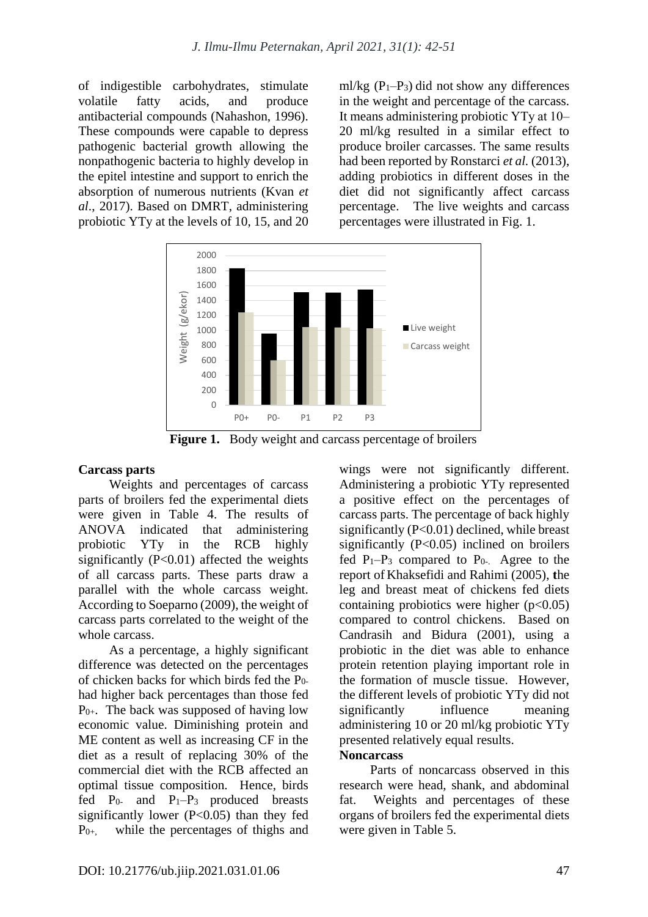of indigestible carbohydrates, stimulate volatile fatty acids, and produce antibacterial compounds (Nahashon, 1996). These compounds were capable to depress pathogenic bacterial growth allowing the nonpathogenic bacteria to highly develop in the epitel intestine and support to enrich the absorption of numerous nutrients (Kvan *et al*., 2017). Based on DMRT, administering probiotic YTy at the levels of 10, 15, and 20 ml/kg ($P_1$–$P_3$) did not show any differences in the weight and percentage of the carcass. It means administering probiotic YTy at 10–20 ml/kg resulted in a similar effect to produce broiler carcasses. The same results had been reported by Ronstarci *et al.* (2013), adding probiotics in different doses in the diet did not significantly affect carcass percentage. The live weights and carcass percentages were illustrated in Fig. 1.

**Figure 1.** Body weight and carcass percentage of broilers

### Carcass parts

Weights and percentages of carcass parts of broilers fed the experimental diets were given in Table 4. The results of ANOVA indicated that administering probiotic YTy in the RCB highly significantly ($P<0.01$) affected the weights of all carcass parts. These parts draw a parallel with the whole carcass weight. According to Soeparno (2009), the weight of carcass parts correlated to the weight of the whole carcass.

As a percentage, a highly significant difference was detected on the percentages of chicken backs for which birds fed the $P_{0-}$ had higher back percentages than those fed $P_{0+}$. The back was supposed of having low economic value. Diminishing protein and ME content as well as increasing CF in the diet as a result of replacing 30% of the commercial diet with the RCB affected an optimal tissue composition. Hence, birds fed $P_{0-}$ and $P_1$–$P_3$ produced breasts significantly lower ($P<0.05$) than they fed $P_{0+}$, while the percentages of thighs and wings were not significantly different. Administering a probiotic YTy represented a positive effect on the percentages of carcass parts. The percentage of back highly significantly ($P<0.01$) declined, while breast significantly ($P<0.05$) inclined on broilers fed $P_1$–$P_3$ compared to $P_{0-}$. Agree to the report of Khaksefidi and Rahimi (2005), **t**he leg and breast meat of chickens fed diets containing probiotics were higher ($p<0.05$) compared to control chickens. Based on Candrasih and Bidura (2001), using a probiotic in the diet was able to enhance protein retention playing important role in the formation of muscle tissue. However, the different levels of probiotic YTy did not significantly influence meaning administering 10 or 20 ml/kg probiotic YTy presented relatively equal results.

### Noncarcass

Parts of noncarcass observed in this research were head, shank, and abdominal fat. Weights and percentages of these organs of broilers fed the experimental diets were given in Table 5.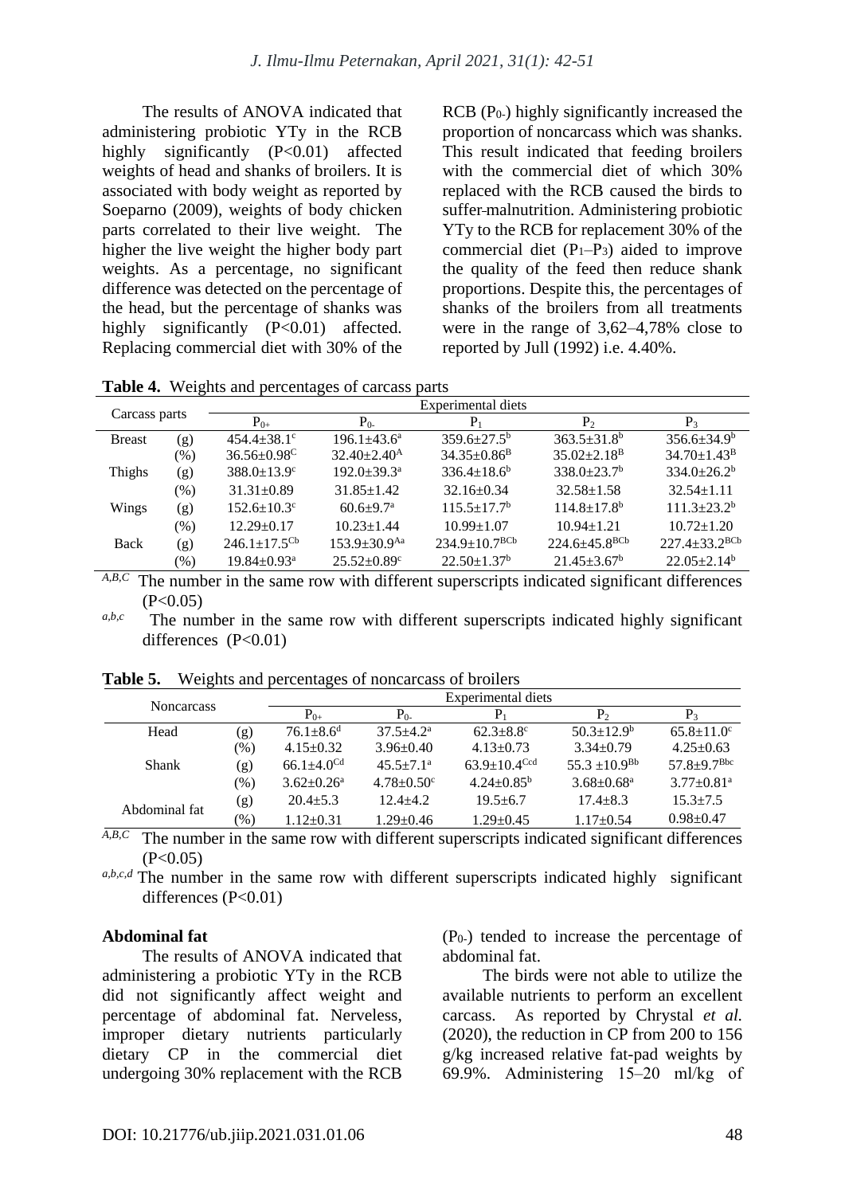The results of ANOVA indicated that administering probiotic YTy in the RCB highly significantly (P<0.01) affected weights of head and shanks of broilers. It is associated with body weight as reported by Soeparno (2009), weights of body chicken parts correlated to their live weight. The higher the live weight the higher body part weights. As a percentage, no significant difference was detected on the percentage of the head, but the percentage of shanks was highly significantly (P<0.01) affected. Replacing commercial diet with 30% of the RCB ($P_{0-}$) highly significantly increased the proportion of noncarcass which was shanks. This result indicated that feeding broilers with the commercial diet of which 30% replaced with the RCB caused the birds to suffer malnutrition. Administering probiotic YTy to the RCB for replacement 30% of the commercial diet ($P_1$–$P_3$) aided to improve the quality of the feed then reduce shank proportions. Despite this, the percentages of shanks of the broilers from all treatments were in the range of 3,62–4,78% close to reported by Jull (1992) i.e. 4.40%.

**Table 4.** Weights and percentages of carcass parts

| Carcass parts | | Experimental diets | | | | |
|---|---|---|---|---|---|---|
| | | $P_{0+}$ | $P_{0-}$ | $P_1$ | $P_2$ | $P_3$ |
| Breast | (g) | 454.4±38.1$^{c}$ | 196.1±43.6$^{a}$ | 359.6±27.5$^{b}$ | 363.5±31.8$^{b}$ | 356.6±34.9$^{b}$ |
| | (%) | 36.56±0.98$^{C}$ | 32.40±2.40$^{A}$ | 34.35±0.86$^{B}$ | 35.02±2.18$^{B}$ | 34.70±1.43$^{B}$ |
| Thighs | (g) | 388.0±13.9$^{c}$ | 192.0±39.3$^{a}$ | 336.4±18.6$^{b}$ | 338.0±23.7$^{b}$ | 334.0±26.2$^{b}$ |
| | (%) | 31.31±0.89 | 31.85±1.42 | 32.16±0.34 | 32.58±1.58 | 32.54±1.11 |
| Wings | (g) | 152.6±10.3$^{c}$ | 60.6±9.7$^{a}$ | 115.5±17.7$^{b}$ | 114.8±17.8$^{b}$ | 111.3±23.2$^{b}$ |
| | (%) | 12.29±0.17 | 10.23±1.44 | 10.99±1.07 | 10.94±1.21 | 10.72±1.20 |
| Back | (g) | 246.1±17.5$^{Cb}$ | 153.9±30.9$^{Aa}$ | 234.9±10.7$^{BCb}$ | 224.6±45.8$^{BCb}$ | 227.4±33.2$^{BCb}$ |
| | (%) | 19.84±0.93$^{a}$ | 25.52±0.89$^{c}$ | 22.50±1.37$^{b}$ | 21.45±3.67$^{b}$ | 22.05±2.14$^{b}$ |

A,B,C The number in the same row with different superscripts indicated significant differences (P<0.05)

a,b,c The number in the same row with different superscripts indicated highly significant differences (P<0.01)

**Table 5.** Weights and percentages of noncarcass of broilers

| Noncarcass | | Experimental diets | | | | |
|---|---|---|---|---|---|---|
| | | $P_{0+}$ | $P_{0-}$ | $P_1$ | $P_2$ | $P_3$ |
| Head | (g) | 76.1±8.6$^{d}$ | 37.5±4.2$^{a}$ | 62.3±8.8$^{c}$ | 50.3±12.9$^{b}$ | 65.8±11.0$^{c}$ |
| | (%) | 4.15±0.32 | 3.96±0.40 | 4.13±0.73 | 3.34±0.79 | 4.25±0.63 |
| Shank | (g) | 66.1±4.0$^{Cd}$ | 45.5±7.1$^{a}$ | 63.9±10.4$^{Ccd}$ | 55.3 ±10.9$^{Bb}$ | 57.8±9.7$^{Bbc}$ |
| | (%) | 3.62±0.26$^{a}$ | 4.78±0.50$^{c}$ | 4.24±0.85$^{b}$ | 3.68±0.68$^{a}$ | 3.77±0.81$^{a}$ |
| Abdominal fat | (g) | 20.4±5.3 | 12.4±4.2 | 19.5±6.7 | 17.4±8.3 | 15.3±7.5 |
| | (%) | 1.12±0.31 | 1.29±0.46 | 1.29±0.45 | 1.17±0.54 | 0.98±0.47 |

A,B,C The number in the same row with different superscripts indicated significant differences (P<0.05)

a,b,c,d The number in the same row with different superscripts indicated highly significant differences (P<0.01)

### Abdominal fat

The results of ANOVA indicated that administering a probiotic YTy in the RCB did not significantly affect weight and percentage of abdominal fat. Nerveless, improper dietary nutrients particularly dietary CP in the commercial diet undergoing 30% replacement with the RCB ($P_{0-}$) tended to increase the percentage of abdominal fat.

The birds were not able to utilize the available nutrients to perform an excellent carcass. As reported by Chrystal *et al.* (2020), the reduction in CP from 200 to 156 g/kg increased relative fat-pad weights by 69.9%. Administering 15–20 ml/kg of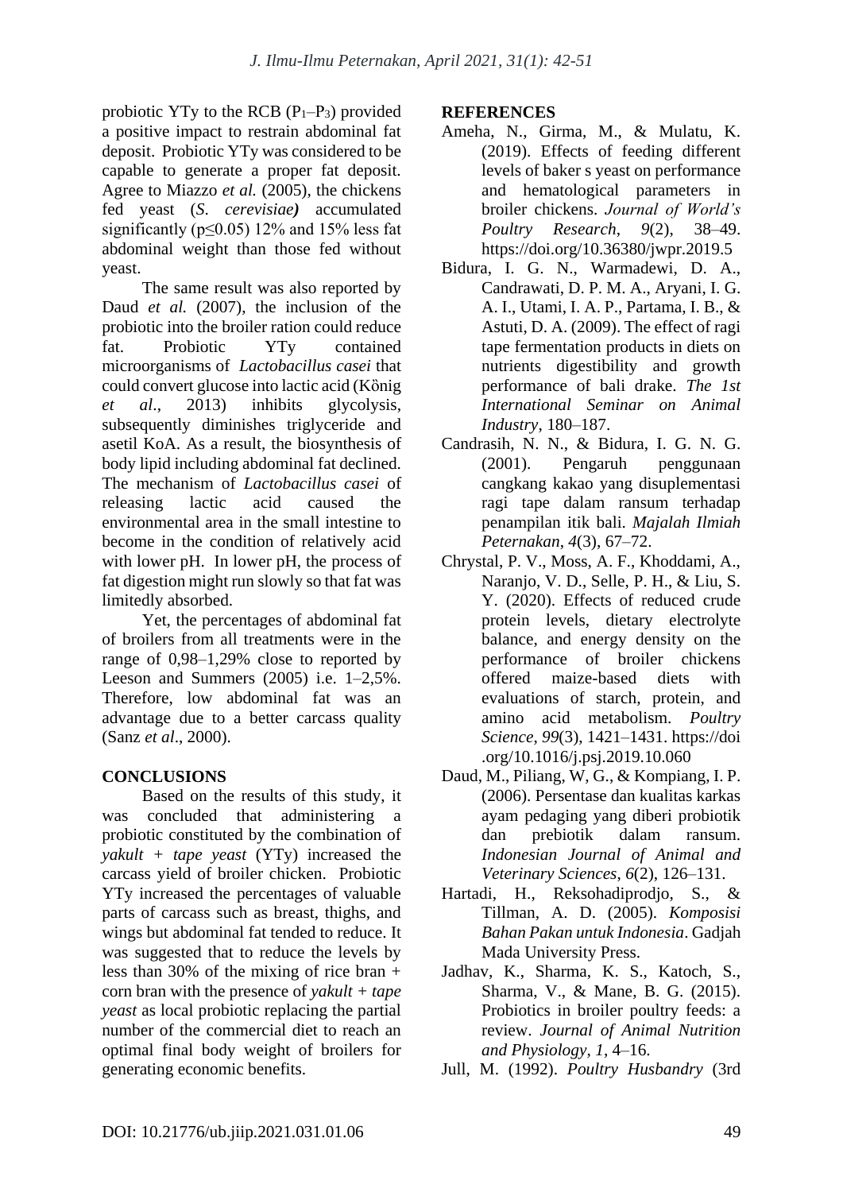probiotic YTy to the RCB ($P_1$–$P_3$) provided a positive impact to restrain abdominal fat deposit. Probiotic YTy was considered to be capable to generate a proper fat deposit. Agree to Miazzo *et al.* (2005), the chickens fed yeast (*S. cerevisiae)* accumulated significantly ($p \leq 0.05$) 12% and 15% less fat abdominal weight than those fed without yeast.

The same result was also reported by Daud *et al.* (2007), the inclusion of the probiotic into the broiler ration could reduce fat. Probiotic YTy contained microorganisms of *Lactobacillus casei* that could convert glucose into lactic acid (Kȍnig *et al*., 2013) inhibits glycolysis, subsequently diminishes triglyceride and asetil KoA. As a result, the biosynthesis of body lipid including abdominal fat declined. The mechanism of *Lactobacillus casei* of releasing lactic acid caused the environmental area in the small intestine to become in the condition of relatively acid with lower pH. In lower pH, the process of fat digestion might run slowly so that fat was limitedly absorbed.

Yet, the percentages of abdominal fat of broilers from all treatments were in the range of 0,98–1,29% close to reported by Leeson and Summers (2005) i.e. 1–2,5%. Therefore, low abdominal fat was an advantage due to a better carcass quality (Sanz *et al*., 2000).

## CONCLUSIONS

Based on the results of this study, it was concluded that administering a probiotic constituted by the combination of *yakult* + *tape yeast* (YTy) increased the carcass yield of broiler chicken. Probiotic YTy increased the percentages of valuable parts of carcass such as breast, thighs, and wings but abdominal fat tended to reduce. It was suggested that to reduce the levels by less than 30% of the mixing of rice bran + corn bran with the presence of *yakult* + *tape yeast* as local probiotic replacing the partial number of the commercial diet to reach an optimal final body weight of broilers for generating economic benefits.

## REFERENCES

Ameha, N., Girma, M., & Mulatu, K. (2019). Effects of feeding different levels of baker s yeast on performance and hematological parameters in broiler chickens. *Journal of World's Poultry Research*, *9*(2), 38–49. https://doi.org/10.36380/jwpr.2019.5

Bidura, I. G. N., Warmadewi, D. A., Candrawati, D. P. M. A., Aryani, I. G. A. I., Utami, I. A. P., Partama, I. B., & Astuti, D. A. (2009). The effect of ragi tape fermentation products in diets on nutrients digestibility and growth performance of bali drake. *The 1st International Seminar on Animal Industry*, 180–187.

Candrasih, N. N., & Bidura, I. G. N. G. (2001). Pengaruh penggunaan cangkang kakao yang disuplementasi ragi tape dalam ransum terhadap penampilan itik bali. *Majalah Ilmiah Peternakan*, *4*(3), 67–72.

Chrystal, P. V., Moss, A. F., Khoddami, A., Naranjo, V. D., Selle, P. H., & Liu, S. Y. (2020). Effects of reduced crude protein levels, dietary electrolyte balance, and energy density on the performance of broiler chickens offered maize-based diets with evaluations of starch, protein, and amino acid metabolism. *Poultry Science*, *99*(3), 1421–1431. https://doi.org/10.1016/j.psj.2019.10.060

Daud, M., Piliang, W, G., & Kompiang, I. P. (2006). Persentase dan kualitas karkas ayam pedaging yang diberi probiotik dan prebiotik dalam ransum. *Indonesian Journal of Animal and Veterinary Sciences*, *6*(2), 126–131.

Hartadi, H., Reksohadiprodjo, S., & Tillman, A. D. (2005). *Komposisi Bahan Pakan untuk Indonesia*. Gadjah Mada University Press.

Jadhav, K., Sharma, K. S., Katoch, S., Sharma, V., & Mane, B. G. (2015). Probiotics in broiler poultry feeds: a review. *Journal of Animal Nutrition and Physiology*, *1*, 4–16.

Jull, M. (1992). *Poultry Husbandry* (3rd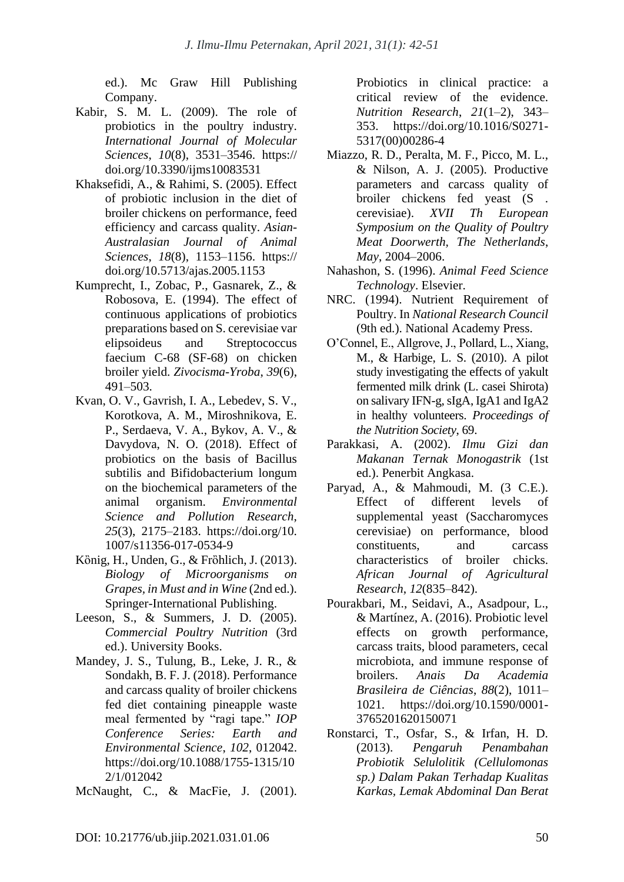ed.). Mc Graw Hill Publishing Company.

Kabir, S. M. L. (2009). The role of probiotics in the poultry industry. *International Journal of Molecular Sciences*, *10*(8), 3531–3546. https://doi.org/10.3390/ijms10083531

Khaksefidi, A., & Rahimi, S. (2005). Effect of probiotic inclusion in the diet of broiler chickens on performance, feed efficiency and carcass quality. *Asian-Australasian Journal of Animal Sciences*, *18*(8), 1153–1156. https://doi.org/10.5713/ajas.2005.1153

Kumprecht, I., Zobac, P., Gasnarek, Z., & Robosova, E. (1994). The effect of continuous applications of probiotics preparations based on S. cerevisiae var elipsoideus and Streptococcus faecium C-68 (SF-68) on chicken broiler yield. *Zivocisma-Yroba*, *39*(6), 491–503.

Kvan, O. V., Gavrish, I. A., Lebedev, S. V., Korotkova, A. M., Miroshnikova, E. P., Serdaeva, V. A., Bykov, A. V., & Davydova, N. O. (2018). Effect of probiotics on the basis of Bacillus subtilis and Bifidobacterium longum on the biochemical parameters of the animal organism. *Environmental Science and Pollution Research*, *25*(3), 2175–2183. https://doi.org/10.1007/s11356-017-0534-9

Kӧnig, H., Unden, G., & Frӧhlich, J. (2013). *Biology of Microorganisms on Grapes, in Must and in Wine* (2nd ed.). Springer-International Publishing.

Leeson, S., & Summers, J. D. (2005). *Commercial Poultry Nutrition* (3rd ed.). University Books.

Mandey, J. S., Tulung, B., Leke, J. R., & Sondakh, B. F. J. (2018). Performance and carcass quality of broiler chickens fed diet containing pineapple waste meal fermented by "ragi tape." *IOP Conference Series: Earth and Environmental Science*, *102*, 012042. https://doi.org/10.1088/1755-1315/102/1/012042

McNaught, C., & MacFie, J. (2001). Probiotics in clinical practice: a critical review of the evidence. *Nutrition Research*, *21*(1–2), 343–353. https://doi.org/10.1016/S0271-5317(00)00286-4

Miazzo, R. D., Peralta, M. F., Picco, M. L., & Nilson, A. J. (2005). Productive parameters and carcass quality of broiler chickens fed yeast (S . cerevisiae). *XVII Th European Symposium on the Quality of Poultry Meat Doorwerth, The Netherlands, May*, 2004–2006.

Nahashon, S. (1996). *Animal Feed Science Technology*. Elsevier.

NRC. (1994). Nutrient Requirement of Poultry. In *National Research Council* (9th ed.). National Academy Press.

O'Connel, E., Allgrove, J., Pollard, L., Xiang, M., & Harbige, L. S. (2010). A pilot study investigating the effects of yakult fermented milk drink (L. casei Shirota) on salivary IFN-g, sIgA, IgA1 and IgA2 in healthy volunteers. *Proceedings of the Nutrition Society*, 69.

Parakkasi, A. (2002). *Ilmu Gizi dan Makanan Ternak Monogastrik* (1st ed.). Penerbit Angkasa.

Paryad, A., & Mahmoudi, M. (3 C.E.). Effect of different levels of supplemental yeast (Saccharomyces cerevisiae) on performance, blood constituents, and carcass characteristics of broiler chicks. *African Journal of Agricultural Research*, *12*(835–842).

Pourakbari, M., Seidavi, A., Asadpour, L., & Martínez, A. (2016). Probiotic level effects on growth performance, carcass traits, blood parameters, cecal microbiota, and immune response of broilers. *Anais Da Academia Brasileira de Ciências*, *88*(2), 1011–1021. https://doi.org/10.1590/0001-3765201620150071

Ronstarci, T., Osfar, S., & Irfan, H. D. (2013). *Pengaruh Penambahan Probiotik Selulolitik (Cellulomonas sp.) Dalam Pakan Terhadap Kualitas Karkas, Lemak Abdominal Dan Berat*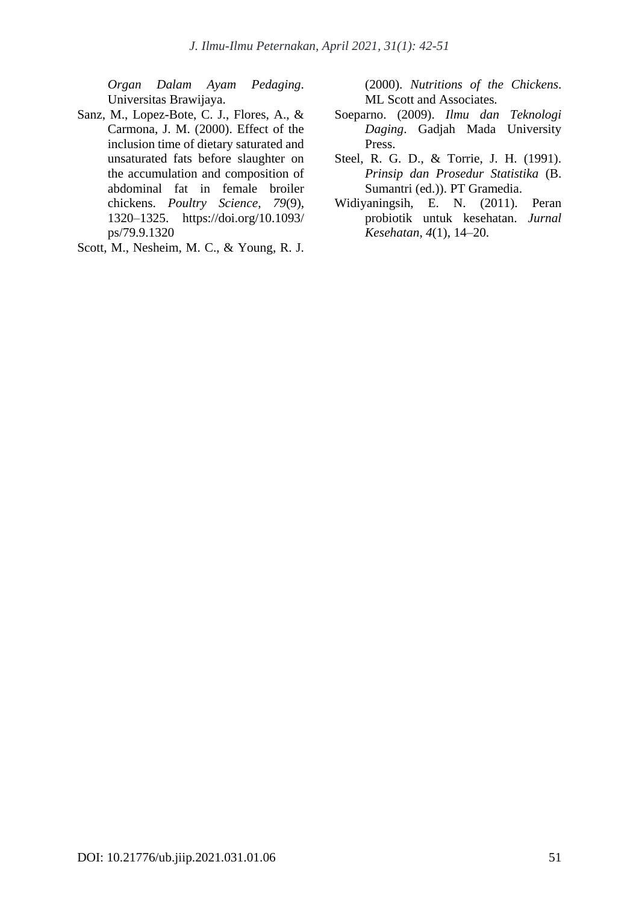*Organ Dalam Ayam Pedaging*. Universitas Brawijaya.

Sanz, M., Lopez-Bote, C. J., Flores, A., & Carmona, J. M. (2000). Effect of the inclusion time of dietary saturated and unsaturated fats before slaughter on the accumulation and composition of abdominal fat in female broiler chickens. *Poultry Science*, *79*(9), 1320–1325. https://doi.org/10.1093/ps/79.9.1320

Scott, M., Nesheim, M. C., & Young, R. J. (2000). *Nutritions of the Chickens*. ML Scott and Associates.

Soeparno. (2009). *Ilmu dan Teknologi Daging*. Gadjah Mada University Press.

Steel, R. G. D., & Torrie, J. H. (1991). *Prinsip dan Prosedur Statistika* (B. Sumantri (ed.)). PT Gramedia.

Widiyaningsih, E. N. (2011). Peran probiotik untuk kesehatan. *Jurnal Kesehatan*, *4*(1), 14–20.